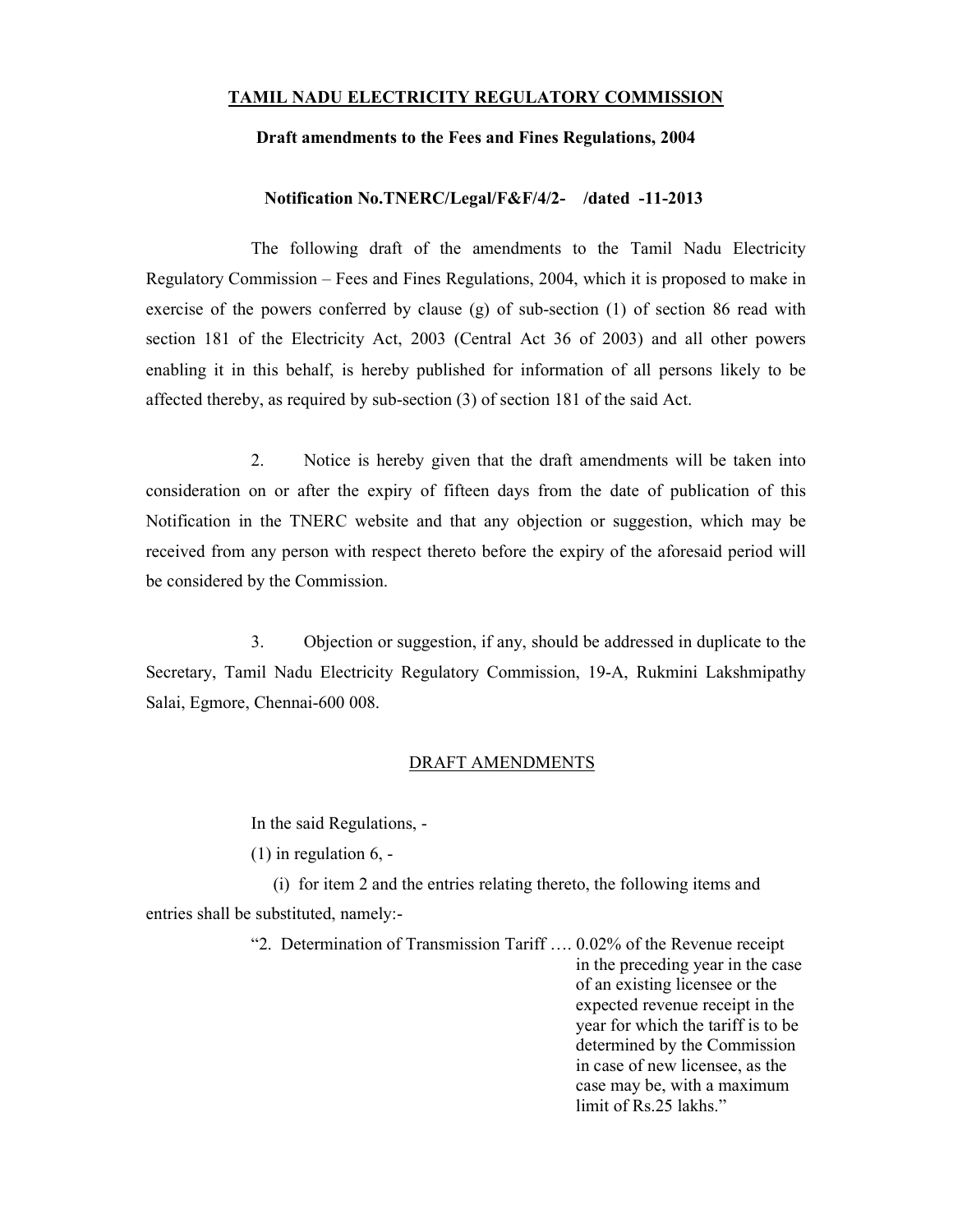**TAMIL NADU ELECTRICITY REGULATORY COMMISSION**

**Draft amendments to the Fees and Fines Regulations, 2004**

**Notification No.TNERC/Legal/F&F/4/2- /dated -11-2013**

The following draft of the amendments to the Tamil Nadu Electricity Regulatory Commission – Fees and Fines Regulations, 2004, which it is proposed to make in exercise of the powers conferred by clause (g) of sub-section (1) of section 86 read with section 181 of the Electricity Act, 2003 (Central Act 36 of 2003) and all other powers enabling it in this behalf, is hereby published for information of all persons likely to be affected thereby, as required by sub-section (3) of section 181 of the said Act.

2. Notice is hereby given that the draft amendments will be taken into consideration on or after the expiry of fifteen days from the date of publication of this Notification in the TNERC website and that any objection or suggestion, which may be received from any person with respect thereto before the expiry of the aforesaid period will be considered by the Commission.

3. Objection or suggestion, if any, should be addressed in duplicate to the Secretary, Tamil Nadu Electricity Regulatory Commission, 19-A, Rukmini Lakshmipathy Salai, Egmore, Chennai-600 008.

DRAFT AMENDMENTS

In the said Regulations, -

(1) in regulation 6, -

(i) for item 2 and the entries relating thereto, the following items and entries shall be substituted, namely:-

"2. Determination of Transmission Tariff …. 0.02% of the Revenue receipt in the preceding year in the case of an existing licensee or the expected revenue receipt in the year for which the tariff is to be determined by the Commission in case of new licensee, as the case may be, with a maximum limit of Rs.25 lakhs."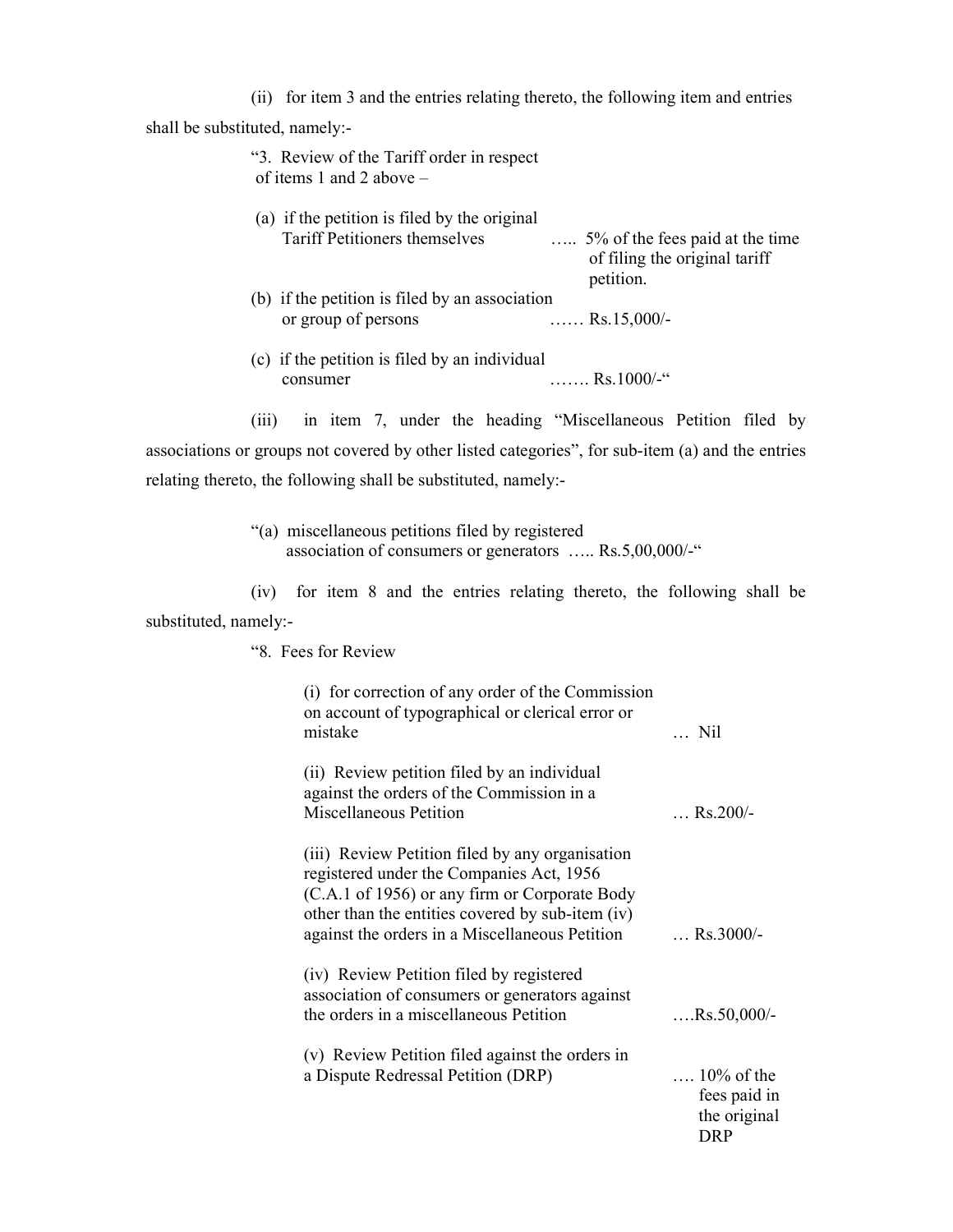(ii) for item 3 and the entries relating thereto, the following item and entries shall be substituted, namely:-

"3. Review of the Tariff order in respect of items 1 and 2 above –

(a) if the petition is filed by the original Tariff Petitioners themselves ….. 5% of the fees paid at the time of filing the original tariff petition.

(b) if the petition is filed by an association or group of persons …… Rs.15,000/-

(c) if the petition is filed by an individual consumer ……. Rs.1000/-"

(iii) in item 7, under the heading "Miscellaneous Petition filed by associations or groups not covered by other listed categories", for sub-item (a) and the entries relating thereto, the following shall be substituted, namely:-

"(a) miscellaneous petitions filed by registered association of consumers or generators ….. Rs.5,00,000/-"

(iv) for item 8 and the entries relating thereto, the following shall be substituted, namely:-

"8. Fees for Review

| | |
|---|---|
| (i) for correction of any order of the Commission on account of typographical or clerical error or mistake | … Nil |
| (ii) Review petition filed by an individual against the orders of the Commission in a Miscellaneous Petition | … Rs.200/- |
| (iii) Review Petition filed by any organisation registered under the Companies Act, 1956 (C.A.1 of 1956) or any firm or Corporate Body other than the entities covered by sub-item (iv) against the orders in a Miscellaneous Petition | … Rs.3000/- |
| (iv) Review Petition filed by registered association of consumers or generators against the orders in a miscellaneous Petition | ….Rs.50,000/- |
| (v) Review Petition filed against the orders in a Dispute Redressal Petition (DRP) | …. 10% of the fees paid in the original DRP |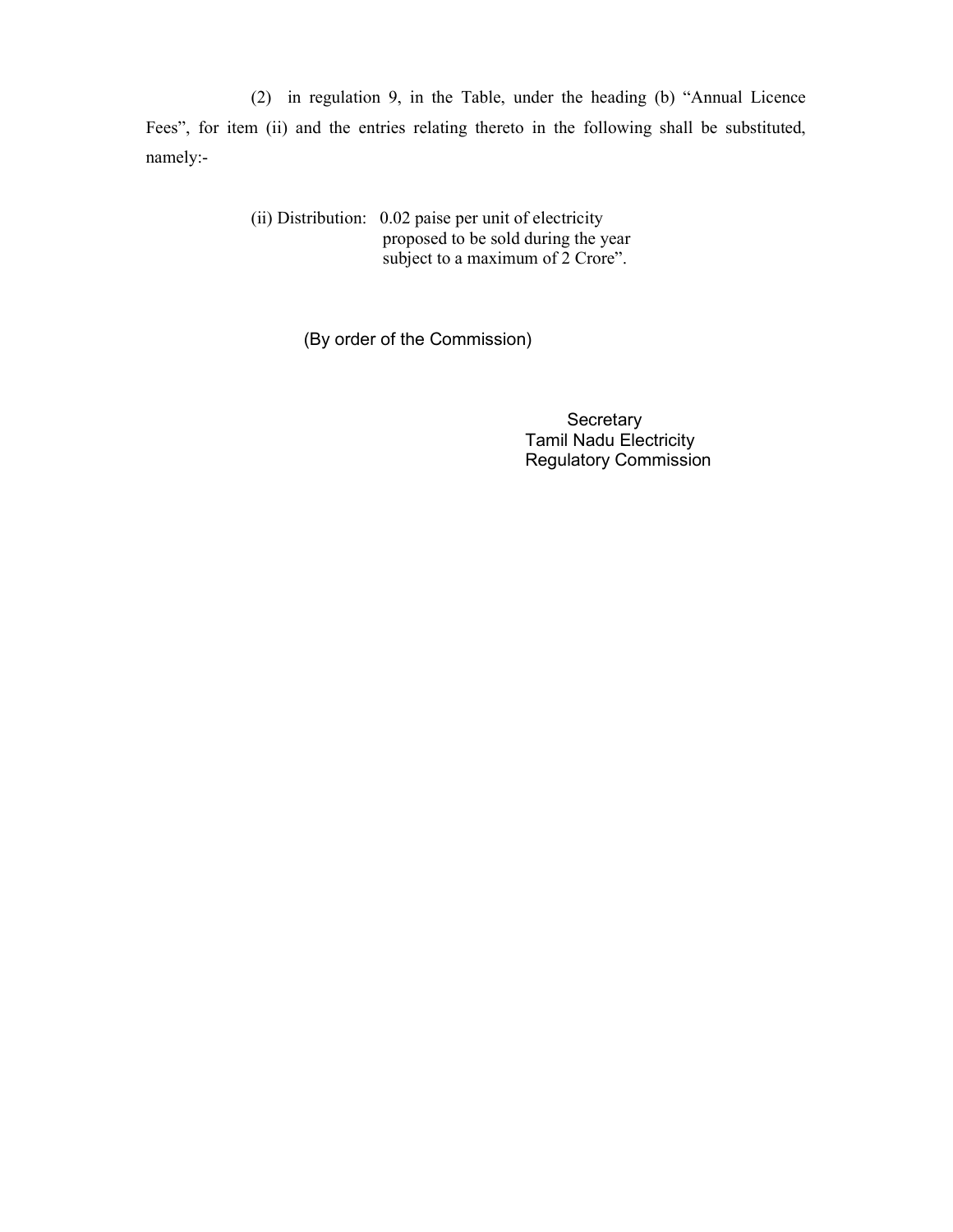(2) in regulation 9, in the Table, under the heading (b) "Annual Licence Fees", for item (ii) and the entries relating thereto in the following shall be substituted, namely:-

(ii) Distribution: 0.02 paise per unit of electricity proposed to be sold during the year subject to a maximum of 2 Crore".

(By order of the Commission)

Secretary
Tamil Nadu Electricity
Regulatory Commission